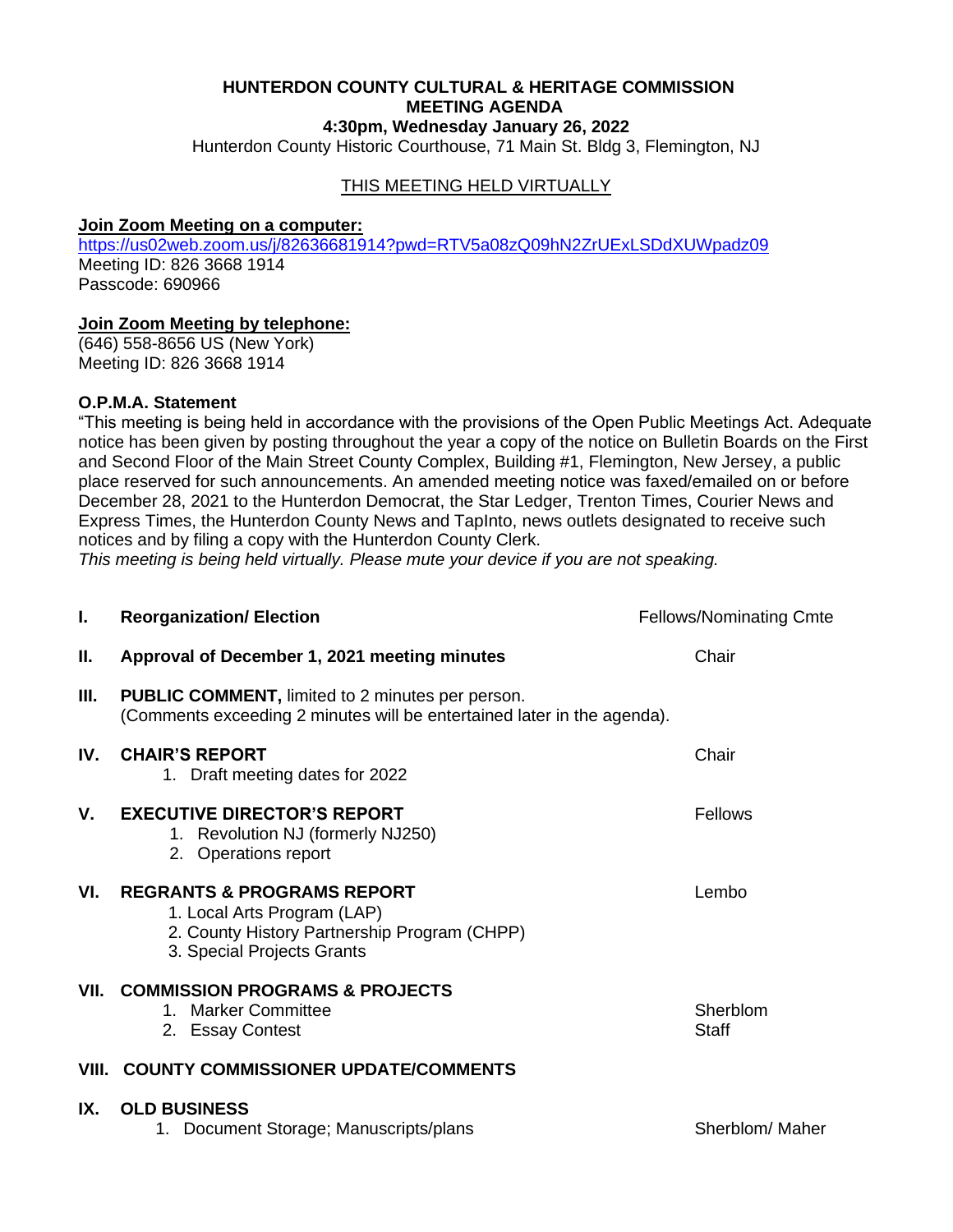# HUNTERDON COUNTY CULTURAL & HERITAGE COMMISSION
## MEETING AGENDA
**4:30pm, Wednesday January 26, 2022**

Hunterdon County Historic Courthouse, 71 Main St. Bldg 3, Flemington, NJ

THIS MEETING HELD VIRTUALLY

**Join Zoom Meeting on a computer:**
https://us02web.zoom.us/j/82636681914?pwd=RTV5a08zQ09hN2ZrUExLSDdXUWpadz09
Meeting ID: 826 3668 1914
Passcode: 690966

**Join Zoom Meeting by telephone:**
(646) 558-8656 US (New York)
Meeting ID: 826 3668 1914

**O.P.M.A. Statement**
"This meeting is being held in accordance with the provisions of the Open Public Meetings Act. Adequate notice has been given by posting throughout the year a copy of the notice on Bulletin Boards on the First and Second Floor of the Main Street County Complex, Building #1, Flemington, New Jersey, a public place reserved for such announcements. An amended meeting notice was faxed/emailed on or before December 28, 2021 to the Hunterdon Democrat, the Star Ledger, Trenton Times, Courier News and Express Times, the Hunterdon County News and TapInto, news outlets designated to receive such notices and by filing a copy with the Hunterdon County Clerk.
*This meeting is being held virtually. Please mute your device if you are not speaking.*

**I. Reorganization/ Election** — Fellows/Nominating Cmte

**II. Approval of December 1, 2021 meeting minutes** — Chair

**III. PUBLIC COMMENT,** limited to 2 minutes per person.
(Comments exceeding 2 minutes will be entertained later in the agenda).

**IV. CHAIR'S REPORT** — Chair
1. Draft meeting dates for 2022

**V. EXECUTIVE DIRECTOR'S REPORT** — Fellows
1. Revolution NJ (formerly NJ250)
2. Operations report

**VI. REGRANTS & PROGRAMS REPORT** — Lembo
1. Local Arts Program (LAP)
2. County History Partnership Program (CHPP)
3. Special Projects Grants

**VII. COMMISSION PROGRAMS & PROJECTS**
1. Marker Committee — Sherblom
2. Essay Contest — Staff

**VIII. COUNTY COMMISSIONER UPDATE/COMMENTS**

**IX. OLD BUSINESS**
1. Document Storage; Manuscripts/plans — Sherblom/ Maher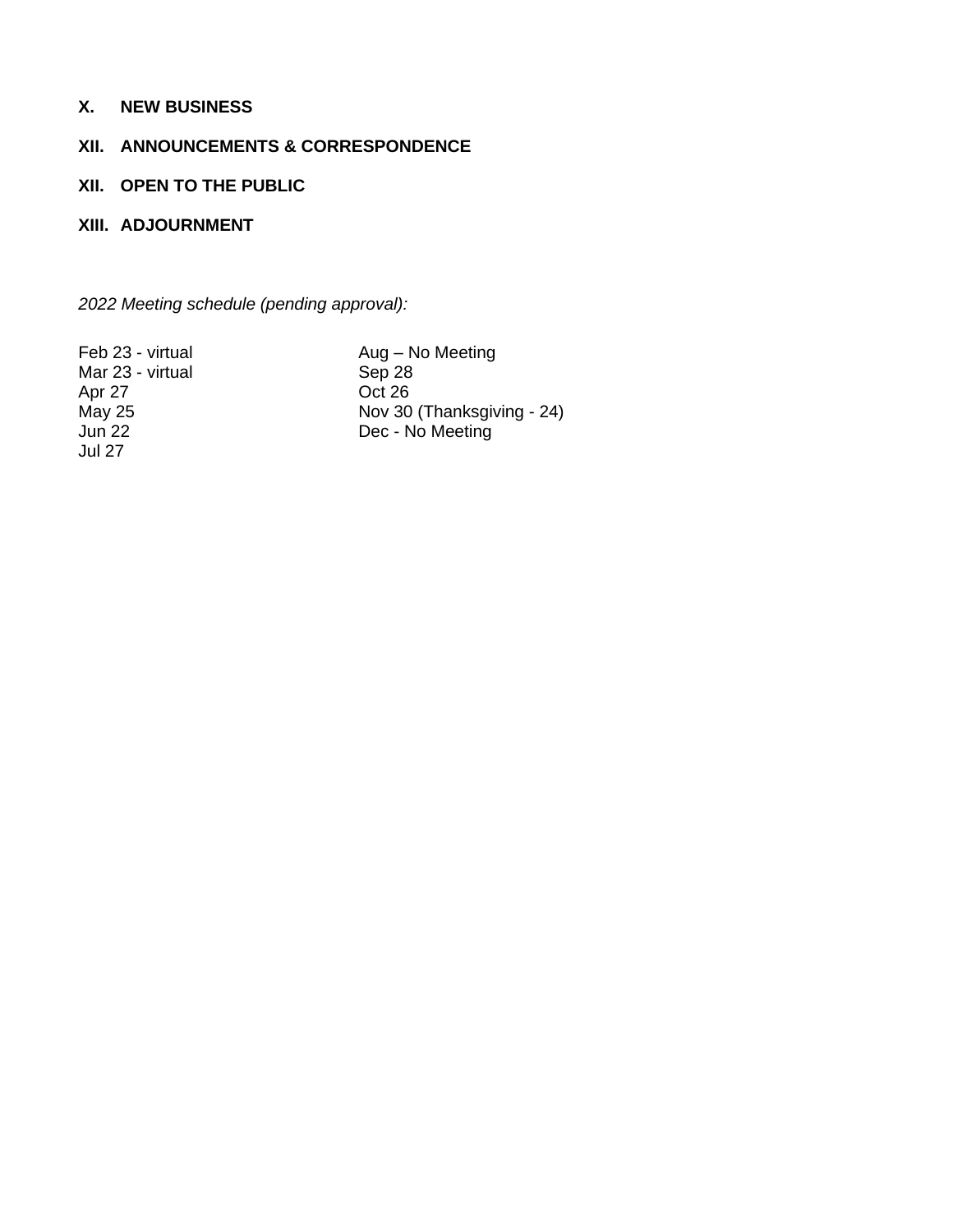**X. NEW BUSINESS**

**XII. ANNOUNCEMENTS & CORRESPONDENCE**

**XII. OPEN TO THE PUBLIC**

**XIII. ADJOURNMENT**

*2022 Meeting schedule (pending approval):*

Feb 23 - virtual
Mar 23 - virtual
Apr 27
May 25
Jun 22
Jul 27
Aug – No Meeting
Sep 28
Oct 26
Nov 30 (Thanksgiving - 24)
Dec - No Meeting